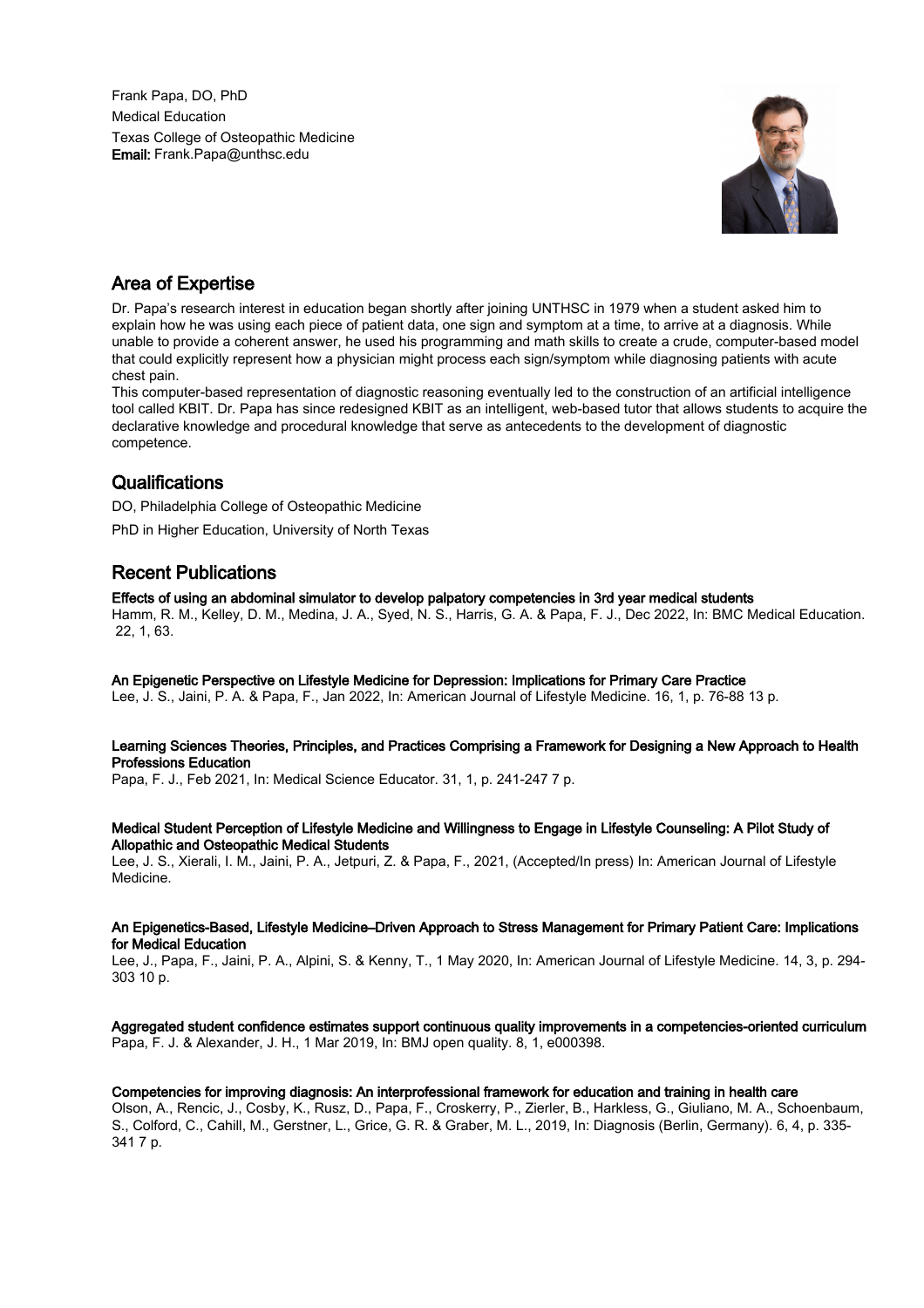Frank Papa, DO, PhD
Medical Education
Texas College of Osteopathic Medicine
**Email:** Frank.Papa@unthsc.edu

## Area of Expertise

Dr. Papa's research interest in education began shortly after joining UNTHSC in 1979 when a student asked him to explain how he was using each piece of patient data, one sign and symptom at a time, to arrive at a diagnosis. While unable to provide a coherent answer, he used his programming and math skills to create a crude, computer-based model that could explicitly represent how a physician might process each sign/symptom while diagnosing patients with acute chest pain.

This computer-based representation of diagnostic reasoning eventually led to the construction of an artificial intelligence tool called KBIT. Dr. Papa has since redesigned KBIT as an intelligent, web-based tutor that allows students to acquire the declarative knowledge and procedural knowledge that serve as antecedents to the development of diagnostic competence.

## Qualifications

DO, Philadelphia College of Osteopathic Medicine

PhD in Higher Education, University of North Texas

## Recent Publications

**Effects of using an abdominal simulator to develop palpatory competencies in 3rd year medical students**
Hamm, R. M., Kelley, D. M., Medina, J. A., Syed, N. S., Harris, G. A. & Papa, F. J., Dec 2022, In: BMC Medical Education. 22, 1, 63.

**An Epigenetic Perspective on Lifestyle Medicine for Depression: Implications for Primary Care Practice**
Lee, J. S., Jaini, P. A. & Papa, F., Jan 2022, In: American Journal of Lifestyle Medicine. 16, 1, p. 76-88 13 p.

**Learning Sciences Theories, Principles, and Practices Comprising a Framework for Designing a New Approach to Health Professions Education**
Papa, F. J., Feb 2021, In: Medical Science Educator. 31, 1, p. 241-247 7 p.

**Medical Student Perception of Lifestyle Medicine and Willingness to Engage in Lifestyle Counseling: A Pilot Study of Allopathic and Osteopathic Medical Students**
Lee, J. S., Xierali, I. M., Jaini, P. A., Jetpuri, Z. & Papa, F., 2021, (Accepted/In press) In: American Journal of Lifestyle Medicine.

**An Epigenetics-Based, Lifestyle Medicine–Driven Approach to Stress Management for Primary Patient Care: Implications for Medical Education**
Lee, J., Papa, F., Jaini, P. A., Alpini, S. & Kenny, T., 1 May 2020, In: American Journal of Lifestyle Medicine. 14, 3, p. 294-303 10 p.

**Aggregated student confidence estimates support continuous quality improvements in a competencies-oriented curriculum**
Papa, F. J. & Alexander, J. H., 1 Mar 2019, In: BMJ open quality. 8, 1, e000398.

**Competencies for improving diagnosis: An interprofessional framework for education and training in health care**
Olson, A., Rencic, J., Cosby, K., Rusz, D., Papa, F., Croskerry, P., Zierler, B., Harkless, G., Giuliano, M. A., Schoenbaum, S., Colford, C., Cahill, M., Gerstner, L., Grice, G. R. & Graber, M. L., 2019, In: Diagnosis (Berlin, Germany). 6, 4, p. 335-341 7 p.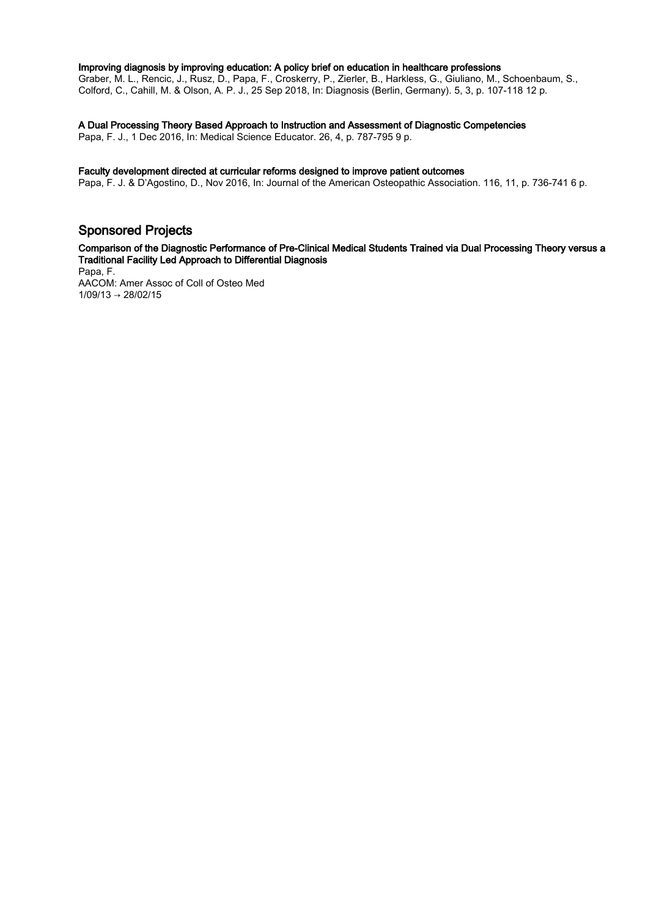**Improving diagnosis by improving education: A policy brief on education in healthcare professions**
Graber, M. L., Rencic, J., Rusz, D., Papa, F., Croskerry, P., Zierler, B., Harkless, G., Giuliano, M., Schoenbaum, S., Colford, C., Cahill, M. & Olson, A. P. J., 25 Sep 2018, In: Diagnosis (Berlin, Germany). 5, 3, p. 107-118 12 p.

**A Dual Processing Theory Based Approach to Instruction and Assessment of Diagnostic Competencies**
Papa, F. J., 1 Dec 2016, In: Medical Science Educator. 26, 4, p. 787-795 9 p.

**Faculty development directed at curricular reforms designed to improve patient outcomes**
Papa, F. J. & D'Agostino, D., Nov 2016, In: Journal of the American Osteopathic Association. 116, 11, p. 736-741 6 p.

## Sponsored Projects

**Comparison of the Diagnostic Performance of Pre-Clinical Medical Students Trained via Dual Processing Theory versus a Traditional Facility Led Approach to Differential Diagnosis**
Papa, F.
AACOM: Amer Assoc of Coll of Osteo Med
1/09/13 → 28/02/15